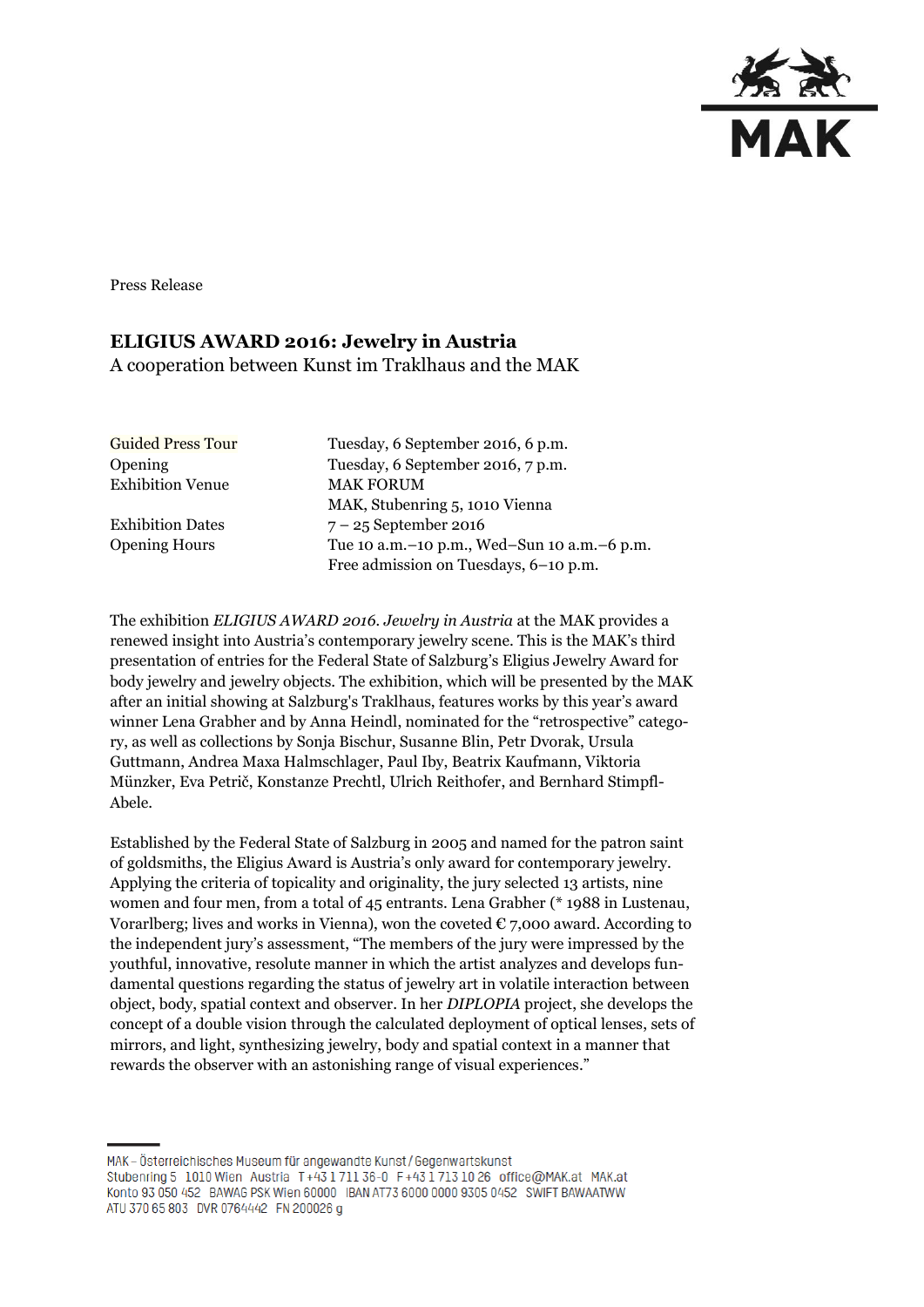Press Release

# ELIGIUS AWARD 2016: Jewelry in Austria

A cooperation between Kunst im Traklhaus and the MAK

| | |
|---|---|
| Guided Press Tour | Tuesday, 6 September 2016, 6 p.m. |
| Opening | Tuesday, 6 September 2016, 7 p.m. |
| Exhibition Venue | MAK FORUM<br>MAK, Stubenring 5, 1010 Vienna |
| Exhibition Dates | 7 – 25 September 2016 |
| Opening Hours | Tue 10 a.m.–10 p.m., Wed–Sun 10 a.m.–6 p.m.<br>Free admission on Tuesdays, 6–10 p.m. |

The exhibition *ELIGIUS AWARD 2016. Jewelry in Austria* at the MAK provides a renewed insight into Austria's contemporary jewelry scene. This is the MAK's third presentation of entries for the Federal State of Salzburg's Eligius Jewelry Award for body jewelry and jewelry objects. The exhibition, which will be presented by the MAK after an initial showing at Salzburg's Traklhaus, features works by this year's award winner Lena Grabher and by Anna Heindl, nominated for the "retrospective" category, as well as collections by Sonja Bischur, Susanne Blin, Petr Dvorak, Ursula Guttmann, Andrea Maxa Halmschlager, Paul Iby, Beatrix Kaufmann, Viktoria Münzker, Eva Petrič, Konstanze Prechtl, Ulrich Reithofer, and Bernhard Stimpfl-Abele.

Established by the Federal State of Salzburg in 2005 and named for the patron saint of goldsmiths, the Eligius Award is Austria's only award for contemporary jewelry. Applying the criteria of topicality and originality, the jury selected 13 artists, nine women and four men, from a total of 45 entrants. Lena Grabher (* 1988 in Lustenau, Vorarlberg; lives and works in Vienna), won the coveted € 7,000 award. According to the independent jury's assessment, "The members of the jury were impressed by the youthful, innovative, resolute manner in which the artist analyzes and develops fundamental questions regarding the status of jewelry art in volatile interaction between object, body, spatial context and observer. In her *DIPLOPIA* project, she develops the concept of a double vision through the calculated deployment of optical lenses, sets of mirrors, and light, synthesizing jewelry, body and spatial context in a manner that rewards the observer with an astonishing range of visual experiences."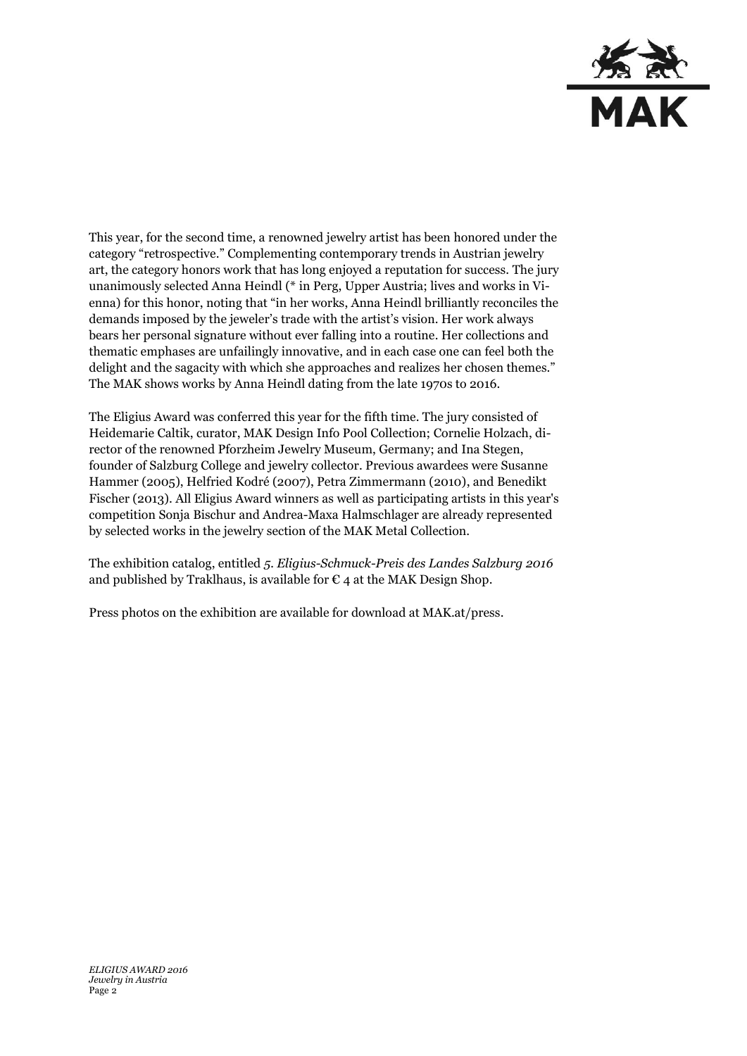This year, for the second time, a renowned jewelry artist has been honored under the category “retrospective.” Complementing contemporary trends in Austrian jewelry art, the category honors work that has long enjoyed a reputation for success. The jury unanimously selected Anna Heindl (* in Perg, Upper Austria; lives and works in Vienna) for this honor, noting that “in her works, Anna Heindl brilliantly reconciles the demands imposed by the jeweler’s trade with the artist’s vision. Her work always bears her personal signature without ever falling into a routine. Her collections and thematic emphases are unfailingly innovative, and in each case one can feel both the delight and the sagacity with which she approaches and realizes her chosen themes.” The MAK shows works by Anna Heindl dating from the late 1970s to 2016.

The Eligius Award was conferred this year for the fifth time. The jury consisted of Heidemarie Caltik, curator, MAK Design Info Pool Collection; Cornelie Holzach, director of the renowned Pforzheim Jewelry Museum, Germany; and Ina Stegen, founder of Salzburg College and jewelry collector. Previous awardees were Susanne Hammer (2005), Helfried Kodré (2007), Petra Zimmermann (2010), and Benedikt Fischer (2013). All Eligius Award winners as well as participating artists in this year's competition Sonja Bischur and Andrea-Maxa Halmschlager are already represented by selected works in the jewelry section of the MAK Metal Collection.

The exhibition catalog, entitled *5. Eligius-Schmuck-Preis des Landes Salzburg 2016* and published by Traklhaus, is available for € 4 at the MAK Design Shop.

Press photos on the exhibition are available for download at MAK.at/press.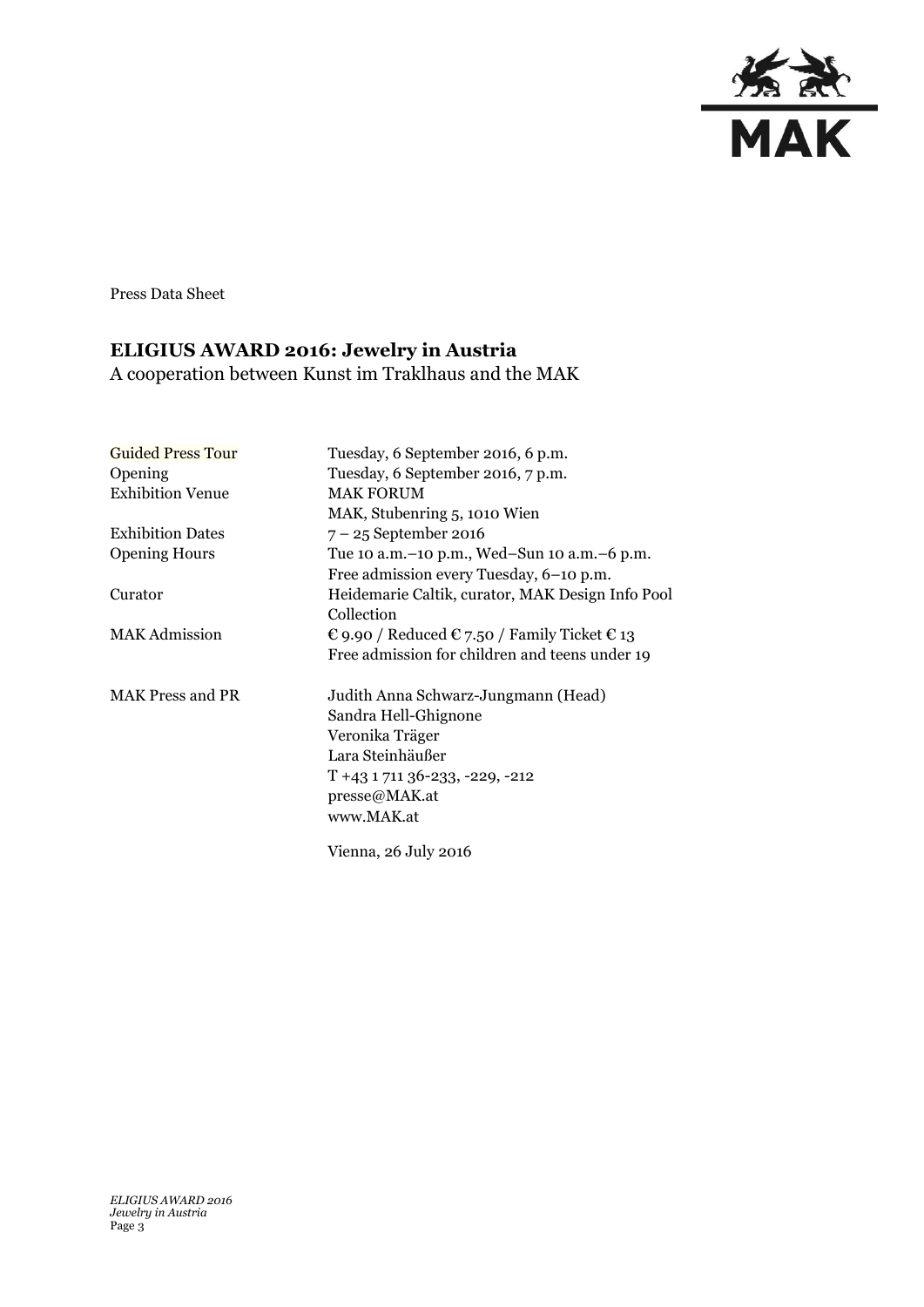Press Data Sheet

## ELIGIUS AWARD 2016: Jewelry in Austria

A cooperation between Kunst im Traklhaus and the MAK

| | |
|---|---|
| Guided Press Tour | Tuesday, 6 September 2016, 6 p.m. |
| Opening | Tuesday, 6 September 2016, 7 p.m. |
| Exhibition Venue | MAK FORUM<br>MAK, Stubenring 5, 1010 Wien |
| Exhibition Dates | 7 – 25 September 2016 |
| Opening Hours | Tue 10 a.m.–10 p.m., Wed–Sun 10 a.m.–6 p.m.<br>Free admission every Tuesday, 6–10 p.m. |
| Curator | Heidemarie Caltik, curator, MAK Design Info Pool Collection |
| MAK Admission | € 9.90 / Reduced € 7.50 / Family Ticket € 13<br>Free admission for children and teens under 19 |
| MAK Press and PR | Judith Anna Schwarz-Jungmann (Head)<br>Sandra Hell-Ghignone<br>Veronika Träger<br>Lara Steinhäußer<br>T +43 1 711 36-233, -229, -212<br>presse@MAK.at<br>www.MAK.at |

Vienna, 26 July 2016